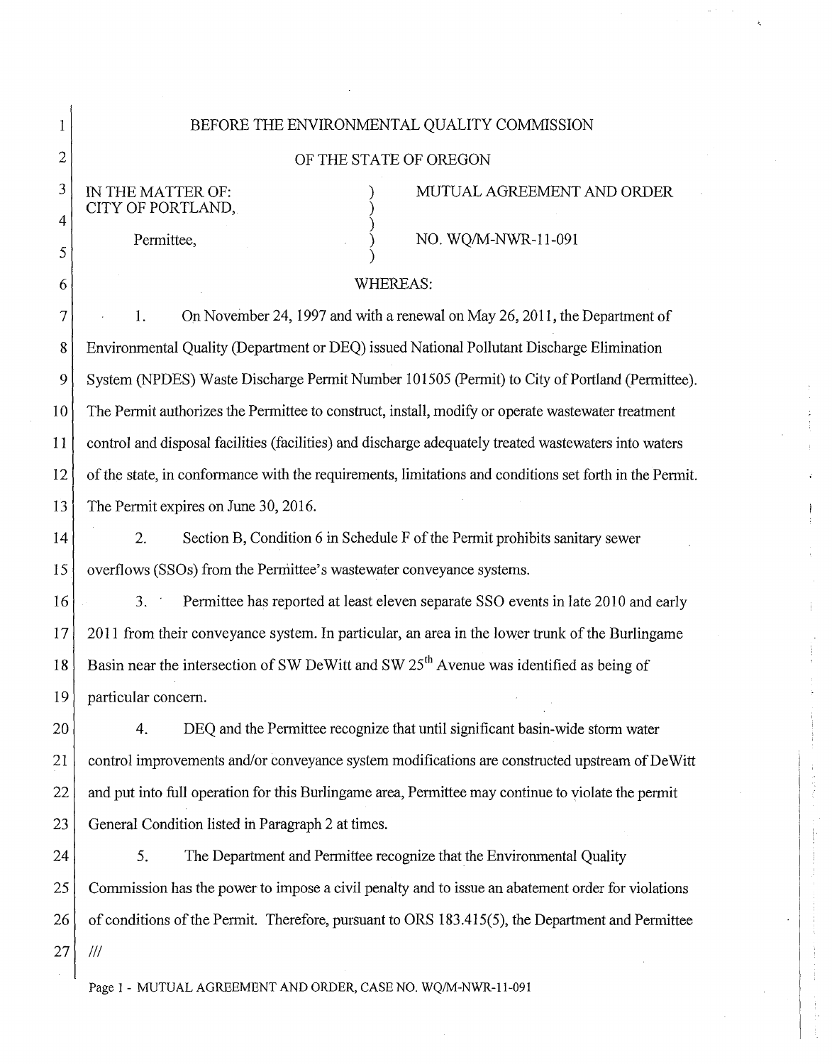BEFORE THE ENVIRONMENTAL QUALITY COMMISSION

OF THE STATE OF OREGON

| | | |
|---|---|---|
| IN THE MATTER OF: CITY OF PORTLAND, | ) | MUTUAL AGREEMENT AND ORDER |
| Permittee, | ) | NO. WQ/M-NWR-11-091 |

WHEREAS:

1. On November 24, 1997 and with a renewal on May 26, 2011, the Department of Environmental Quality (Department or DEQ) issued National Pollutant Discharge Elimination System (NPDES) Waste Discharge Permit Number 101505 (Permit) to City of Portland (Permittee). The Permit authorizes the Permittee to construct, install, modify or operate wastewater treatment control and disposal facilities (facilities) and discharge adequately treated wastewaters into waters of the state, in conformance with the requirements, limitations and conditions set forth in the Permit. The Permit expires on June 30, 2016.

2. Section B, Condition 6 in Schedule F of the Permit prohibits sanitary sewer overflows (SSOs) from the Permittee's wastewater conveyance systems.

3. Permittee has reported at least eleven separate SSO events in late 2010 and early 2011 from their conveyance system. In particular, an area in the lower trunk of the Burlingame Basin near the intersection of SW DeWitt and SW 25th Avenue was identified as being of particular concern.

4. DEQ and the Permittee recognize that until significant basin-wide storm water control improvements and/or conveyance system modifications are constructed upstream of DeWitt and put into full operation for this Burlingame area, Permittee may continue to violate the permit General Condition listed in Paragraph 2 at times.

5. The Department and Permittee recognize that the Environmental Quality Commission has the power to impose a civil penalty and to issue an abatement order for violations of conditions of the Permit. Therefore, pursuant to ORS 183.415(5), the Department and Permittee

///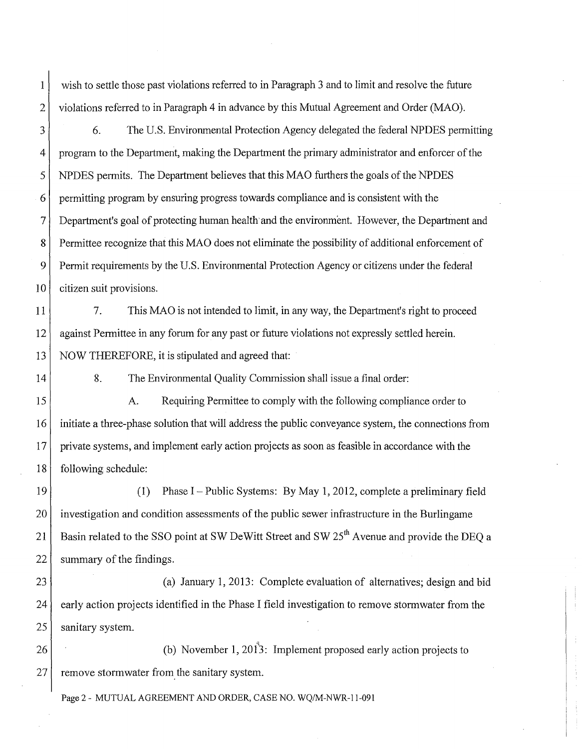wish to settle those past violations referred to in Paragraph 3 and to limit and resolve the future violations referred to in Paragraph 4 in advance by this Mutual Agreement and Order (MAO).

6. The U.S. Environmental Protection Agency delegated the federal NPDES permitting program to the Department, making the Department the primary administrator and enforcer of the NPDES permits. The Department believes that this MAO furthers the goals of the NPDES permitting program by ensuring progress towards compliance and is consistent with the Department's goal of protecting human health and the environment. However, the Department and Permittee recognize that this MAO does not eliminate the possibility of additional enforcement of Permit requirements by the U.S. Environmental Protection Agency or citizens under the federal citizen suit provisions.

7. This MAO is not intended to limit, in any way, the Department's right to proceed against Permittee in any forum for any past or future violations not expressly settled herein.

NOW THEREFORE, it is stipulated and agreed that:

8. The Environmental Quality Commission shall issue a final order:

A. Requiring Permittee to comply with the following compliance order to initiate a three-phase solution that will address the public conveyance system, the connections from private systems, and implement early action projects as soon as feasible in accordance with the following schedule:

(1) Phase I – Public Systems: By May 1, 2012, complete a preliminary field investigation and condition assessments of the public sewer infrastructure in the Burlingame Basin related to the SSO point at SW DeWitt Street and SW 25th Avenue and provide the DEQ a summary of the findings.

(a) January 1, 2013: Complete evaluation of alternatives; design and bid early action projects identified in the Phase I field investigation to remove stormwater from the sanitary system.

(b) November 1, 2013: Implement proposed early action projects to remove stormwater from the sanitary system.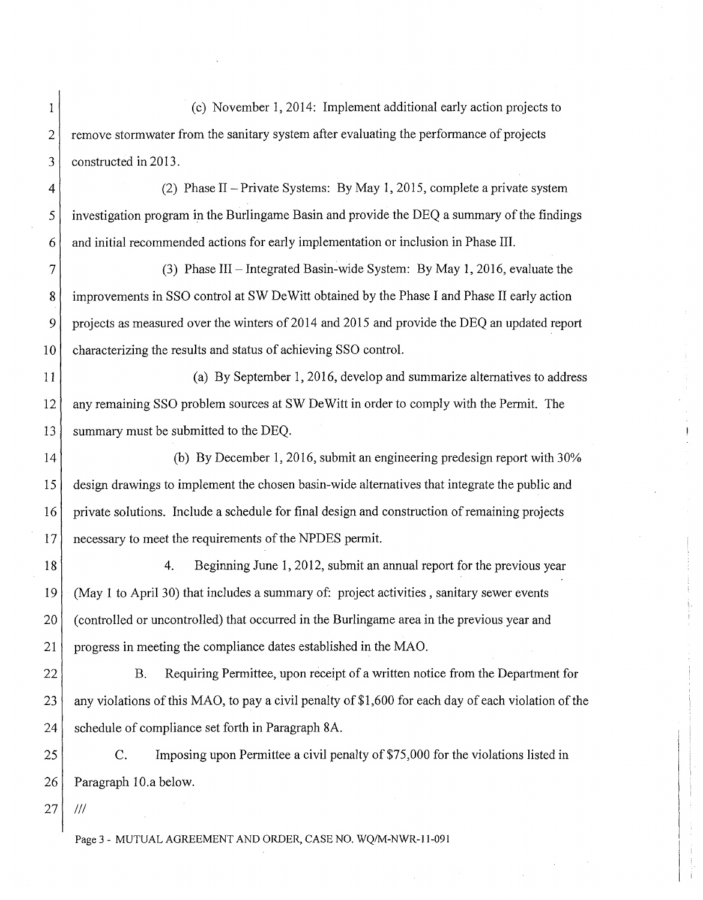(c) November 1, 2014: Implement additional early action projects to remove stormwater from the sanitary system after evaluating the performance of projects constructed in 2013.

(2) Phase II – Private Systems: By May 1, 2015, complete a private system investigation program in the Burlingame Basin and provide the DEQ a summary of the findings and initial recommended actions for early implementation or inclusion in Phase III.

(3) Phase III – Integrated Basin-wide System: By May 1, 2016, evaluate the improvements in SSO control at SW DeWitt obtained by the Phase I and Phase II early action projects as measured over the winters of 2014 and 2015 and provide the DEQ an updated report characterizing the results and status of achieving SSO control.

(a) By September 1, 2016, develop and summarize alternatives to address any remaining SSO problem sources at SW DeWitt in order to comply with the Permit. The summary must be submitted to the DEQ.

(b) By December 1, 2016, submit an engineering predesign report with 30% design drawings to implement the chosen basin-wide alternatives that integrate the public and private solutions. Include a schedule for final design and construction of remaining projects necessary to meet the requirements of the NPDES permit.

4. Beginning June 1, 2012, submit an annual report for the previous year (May 1 to April 30) that includes a summary of: project activities , sanitary sewer events (controlled or uncontrolled) that occurred in the Burlingame area in the previous year and progress in meeting the compliance dates established in the MAO.

B. Requiring Permittee, upon receipt of a written notice from the Department for any violations of this MAO, to pay a civil penalty of $1,600 for each day of each violation of the schedule of compliance set forth in Paragraph 8A.

C. Imposing upon Permittee a civil penalty of $75,000 for the violations listed in Paragraph 10.a below.

///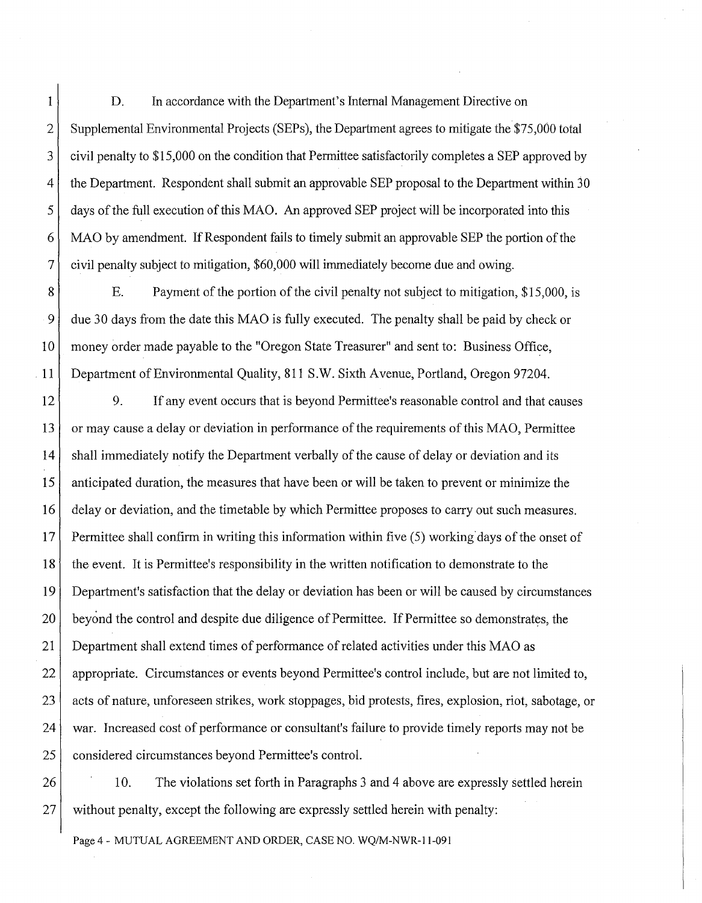D. In accordance with the Department's Internal Management Directive on Supplemental Environmental Projects (SEPs), the Department agrees to mitigate the $75,000 total civil penalty to $15,000 on the condition that Permittee satisfactorily completes a SEP approved by the Department. Respondent shall submit an approvable SEP proposal to the Department within 30 days of the full execution of this MAO. An approved SEP project will be incorporated into this MAO by amendment. If Respondent fails to timely submit an approvable SEP the portion of the civil penalty subject to mitigation, $60,000 will immediately become due and owing.

E. Payment of the portion of the civil penalty not subject to mitigation, $15,000, is due 30 days from the date this MAO is fully executed. The penalty shall be paid by check or money order made payable to the "Oregon State Treasurer" and sent to: Business Office, Department of Environmental Quality, 811 S.W. Sixth Avenue, Portland, Oregon 97204.

9. If any event occurs that is beyond Permittee's reasonable control and that causes or may cause a delay or deviation in performance of the requirements of this MAO, Permittee shall immediately notify the Department verbally of the cause of delay or deviation and its anticipated duration, the measures that have been or will be taken to prevent or minimize the delay or deviation, and the timetable by which Permittee proposes to carry out such measures. Permittee shall confirm in writing this information within five (5) working days of the onset of the event. It is Permittee's responsibility in the written notification to demonstrate to the Department's satisfaction that the delay or deviation has been or will be caused by circumstances beyond the control and despite due diligence of Permittee. If Permittee so demonstrates, the Department shall extend times of performance of related activities under this MAO as appropriate. Circumstances or events beyond Permittee's control include, but are not limited to, acts of nature, unforeseen strikes, work stoppages, bid protests, fires, explosion, riot, sabotage, or war. Increased cost of performance or consultant's failure to provide timely reports may not be considered circumstances beyond Permittee's control.

10. The violations set forth in Paragraphs 3 and 4 above are expressly settled herein without penalty, except the following are expressly settled herein with penalty:

Page 4 - MUTUAL AGREEMENT AND ORDER, CASE NO. WQ/M-NWR-11-091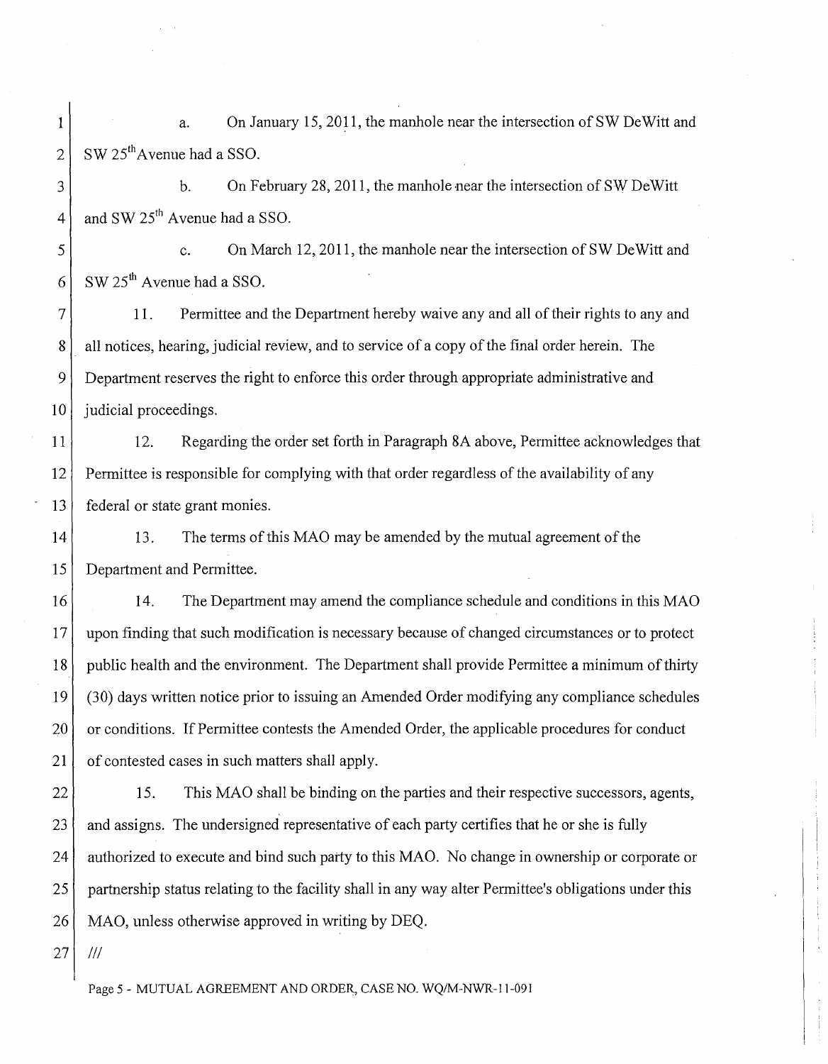a. On January 15, 2011, the manhole near the intersection of SW DeWitt and SW 25th Avenue had a SSO.

b. On February 28, 2011, the manhole near the intersection of SW DeWitt and SW 25th Avenue had a SSO.

c. On March 12, 2011, the manhole near the intersection of SW DeWitt and SW 25th Avenue had a SSO.

11. Permittee and the Department hereby waive any and all of their rights to any and all notices, hearing, judicial review, and to service of a copy of the final order herein. The Department reserves the right to enforce this order through appropriate administrative and judicial proceedings.

12. Regarding the order set forth in Paragraph 8A above, Permittee acknowledges that Permittee is responsible for complying with that order regardless of the availability of any federal or state grant monies.

13. The terms of this MAO may be amended by the mutual agreement of the Department and Permittee.

14. The Department may amend the compliance schedule and conditions in this MAO upon finding that such modification is necessary because of changed circumstances or to protect public health and the environment. The Department shall provide Permittee a minimum of thirty (30) days written notice prior to issuing an Amended Order modifying any compliance schedules or conditions. If Permittee contests the Amended Order, the applicable procedures for conduct of contested cases in such matters shall apply.

15. This MAO shall be binding on the parties and their respective successors, agents, and assigns. The undersigned representative of each party certifies that he or she is fully authorized to execute and bind such party to this MAO. No change in ownership or corporate or partnership status relating to the facility shall in any way alter Permittee's obligations under this MAO, unless otherwise approved in writing by DEQ.

///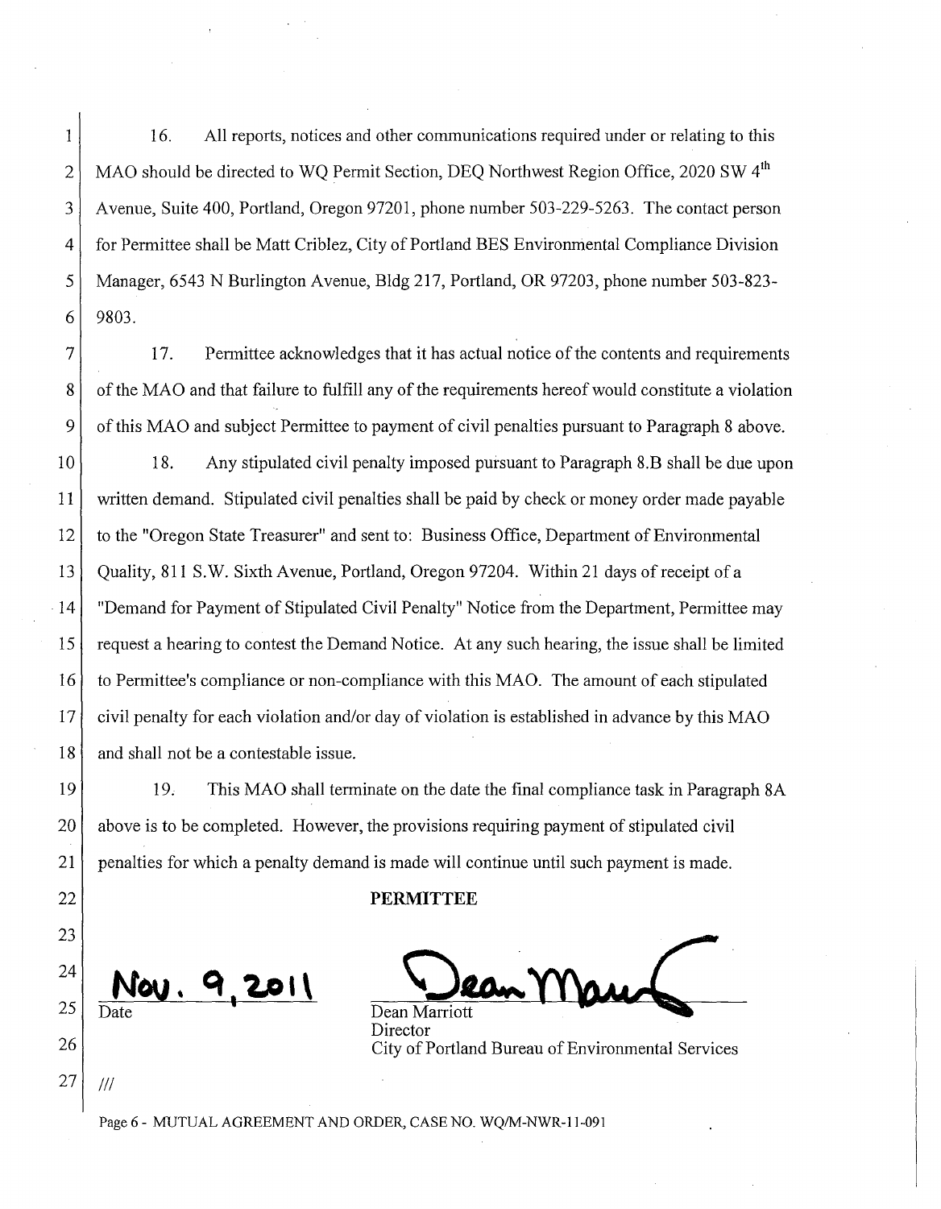16. All reports, notices and other communications required under or relating to this MAO should be directed to WQ Permit Section, DEQ Northwest Region Office, 2020 SW 4th Avenue, Suite 400, Portland, Oregon 97201, phone number 503-229-5263. The contact person for Permittee shall be Matt Criblez, City of Portland BES Environmental Compliance Division Manager, 6543 N Burlington Avenue, Bldg 217, Portland, OR 97203, phone number 503-823-9803.

17. Permittee acknowledges that it has actual notice of the contents and requirements of the MAO and that failure to fulfill any of the requirements hereof would constitute a violation of this MAO and subject Permittee to payment of civil penalties pursuant to Paragraph 8 above.

18. Any stipulated civil penalty imposed pursuant to Paragraph 8.B shall be due upon written demand. Stipulated civil penalties shall be paid by check or money order made payable to the "Oregon State Treasurer" and sent to: Business Office, Department of Environmental Quality, 811 S.W. Sixth Avenue, Portland, Oregon 97204. Within 21 days of receipt of a "Demand for Payment of Stipulated Civil Penalty" Notice from the Department, Permittee may request a hearing to contest the Demand Notice. At any such hearing, the issue shall be limited to Permittee's compliance or non-compliance with this MAO. The amount of each stipulated civil penalty for each violation and/or day of violation is established in advance by this MAO and shall not be a contestable issue.

19. This MAO shall terminate on the date the final compliance task in Paragraph 8A above is to be completed. However, the provisions requiring payment of stipulated civil penalties for which a penalty demand is made will continue until such payment is made.

**PERMITTEE**

Nov. 9, 2011
Date

Dean Marriott
Director
City of Portland Bureau of Environmental Services

///

Page 6 - MUTUAL AGREEMENT AND ORDER, CASE NO. WQ/M-NWR-11-091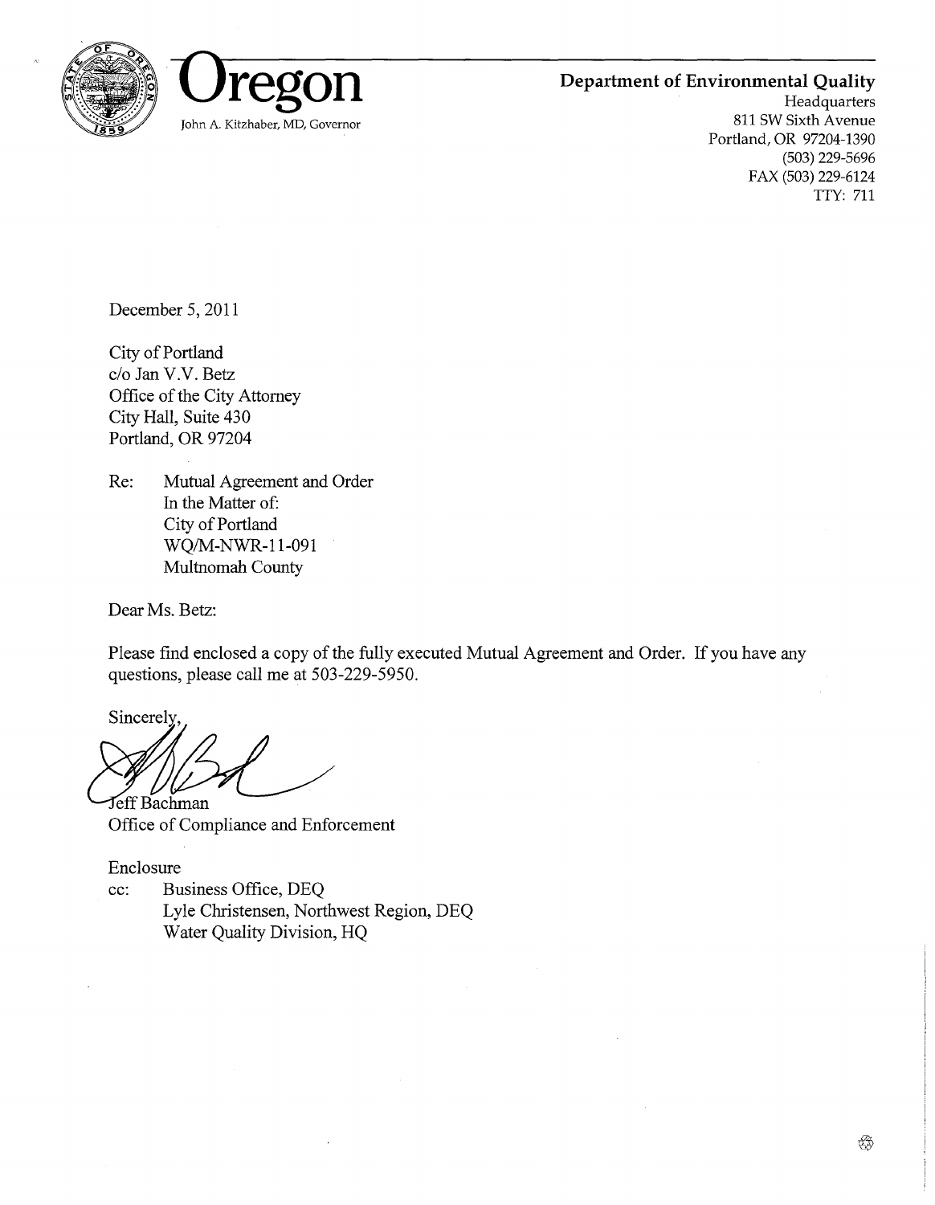**Oregon**

John A. Kitzhaber, MD, Governor

**Department of Environmental Quality**

Headquarters
811 SW Sixth Avenue
Portland, OR 97204-1390
(503) 229-5696
FAX (503) 229-6124
TTY: 711

December 5, 2011

City of Portland
c/o Jan V.V. Betz
Office of the City Attorney
City Hall, Suite 430
Portland, OR 97204

Re: Mutual Agreement and Order
In the Matter of:
City of Portland
WQ/M-NWR-11-091
Multnomah County

Dear Ms. Betz:

Please find enclosed a copy of the fully executed Mutual Agreement and Order. If you have any questions, please call me at 503-229-5950.

Sincerely,

Jeff Bachman
Office of Compliance and Enforcement

Enclosure

cc: Business Office, DEQ
Lyle Christensen, Northwest Region, DEQ
Water Quality Division, HQ